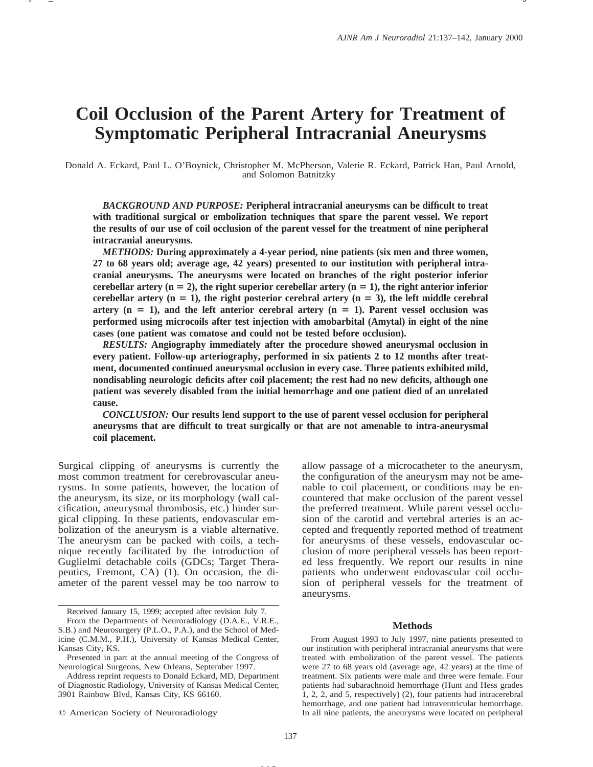# Coil Occlusion of the Parent Artery for Treatment of Symptomatic Peripheral Intracranial Aneurysms

Donald A. Eckard, Paul L. O'Boynick, Christopher M. McPherson, Valerie R. Eckard, Patrick Han, Paul Arnold, and Solomon Batnitzky

***BACKGROUND AND PURPOSE:*** **Peripheral intracranial aneurysms can be difficult to treat with traditional surgical or embolization techniques that spare the parent vessel. We report the results of our use of coil occlusion of the parent vessel for the treatment of nine peripheral intracranial aneurysms.**

***METHODS:*** **During approximately a 4-year period, nine patients (six men and three women, 27 to 68 years old; average age, 42 years) presented to our institution with peripheral intracranial aneurysms. The aneurysms were located on branches of the right posterior inferior cerebellar artery (n = 2), the right superior cerebellar artery (n = 1), the right anterior inferior cerebellar artery (n = 1), the right posterior cerebral artery (n = 3), the left middle cerebral artery (n = 1), and the left anterior cerebral artery (n = 1). Parent vessel occlusion was performed using microcoils after test injection with amobarbital (Amytal) in eight of the nine cases (one patient was comatose and could not be tested before occlusion).**

***RESULTS:*** **Angiography immediately after the procedure showed aneurysmal occlusion in every patient. Follow-up arteriography, performed in six patients 2 to 12 months after treatment, documented continued aneurysmal occlusion in every case. Three patients exhibited mild, nondisabling neurologic deficits after coil placement; the rest had no new deficits, although one patient was severely disabled from the initial hemorrhage and one patient died of an unrelated cause.**

***CONCLUSION:*** **Our results lend support to the use of parent vessel occlusion for peripheral aneurysms that are difficult to treat surgically or that are not amenable to intra-aneurysmal coil placement.**

Surgical clipping of aneurysms is currently the most common treatment for cerebrovascular aneurysms. In some patients, however, the location of the aneurysm, its size, or its morphology (wall calcification, aneurysmal thrombosis, etc.) hinder surgical clipping. In these patients, endovascular embolization of the aneurysm is a viable alternative. The aneurysm can be packed with coils, a technique recently facilitated by the introduction of Guglielmi detachable coils (GDCs; Target Therapeutics, Fremont, CA) (1). On occasion, the diameter of the parent vessel may be too narrow to allow passage of a microcatheter to the aneurysm, the configuration of the aneurysm may not be amenable to coil placement, or conditions may be encountered that make occlusion of the parent vessel the preferred treatment. While parent vessel occlusion of the carotid and vertebral arteries is an accepted and frequently reported method of treatment for aneurysms of these vessels, endovascular occlusion of more peripheral vessels has been reported less frequently. We report our results in nine patients who underwent endovascular coil occlusion of peripheral vessels for the treatment of aneurysms.

## Methods

From August 1993 to July 1997, nine patients presented to our institution with peripheral intracranial aneurysms that were treated with embolization of the parent vessel. The patients were 27 to 68 years old (average age, 42 years) at the time of treatment. Six patients were male and three were female. Four patients had subarachnoid hemorrhage (Hunt and Hess grades 1, 2, 2, and 5, respectively) (2), four patients had intracerebral hemorrhage, and one patient had intraventricular hemorrhage. In all nine patients, the aneurysms were located on peripheral

Received January 15, 1999; accepted after revision July 7.

From the Departments of Neuroradiology (D.A.E., V.R.E., S.B.) and Neurosurgery (P.L.O., P.A.), and the School of Medicine (C.M.M., P.H.), University of Kansas Medical Center, Kansas City, KS.

Presented in part at the annual meeting of the Congress of Neurological Surgeons, New Orleans, September 1997.

Address reprint requests to Donald Eckard, MD, Department of Diagnostic Radiology, University of Kansas Medical Center, 3901 Rainbow Blvd, Kansas City, KS 66160.

© American Society of Neuroradiology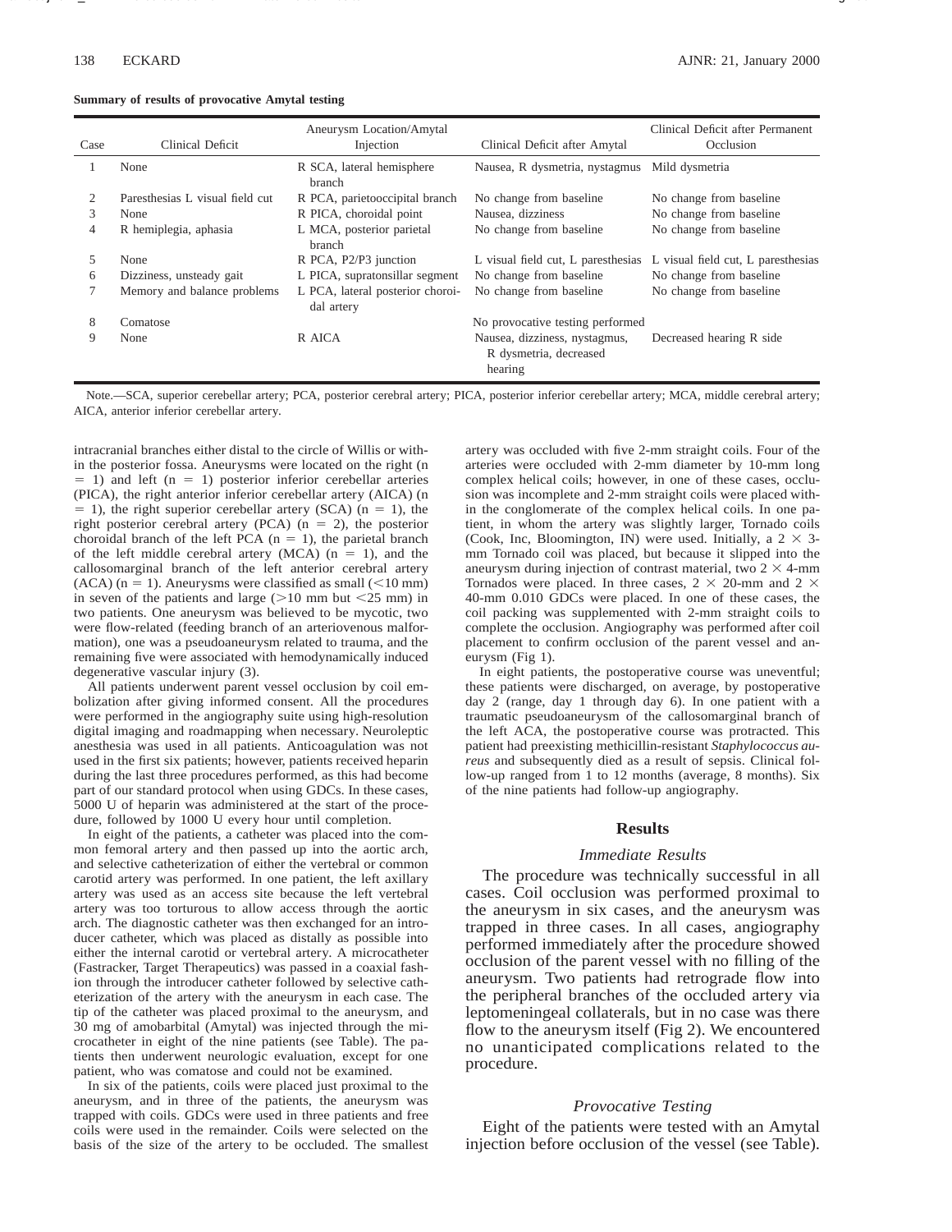**Summary of results of provocative Amytal testing**

| Case | Clinical Deficit | Aneurysm Location/Amytal Injection | Clinical Deficit after Amytal | Clinical Deficit after Permanent Occlusion |
|---|---|---|---|---|
| 1 | None | R SCA, lateral hemisphere branch | Nausea, R dysmetria, nystagmus | Mild dysmetria |
| 2 | Paresthesias L visual field cut | R PCA, parietooccipital branch | No change from baseline | No change from baseline |
| 3 | None | R PICA, choroidal point | Nausea, dizziness | No change from baseline |
| 4 | R hemiplegia, aphasia | L MCA, posterior parietal branch | No change from baseline | No change from baseline |
| 5 | None | R PCA, P2/P3 junction | L visual field cut, L paresthesias | L visual field cut, L paresthesias |
| 6 | Dizziness, unsteady gait | L PICA, supratonsillar segment | No change from baseline | No change from baseline |
| 7 | Memory and balance problems | L PCA, lateral posterior choroidal artery | No change from baseline | No change from baseline |
| 8 | Comatose | | No provocative testing performed | |
| 9 | None | R AICA | Nausea, dizziness, nystagmus, R dysmetria, decreased hearing | Decreased hearing R side |

Note.—SCA, superior cerebellar artery; PCA, posterior cerebral artery; PICA, posterior inferior cerebellar artery; MCA, middle cerebral artery; AICA, anterior inferior cerebellar artery.

intracranial branches either distal to the circle of Willis or within the posterior fossa. Aneurysms were located on the right (n = 1) and left (n = 1) posterior inferior cerebellar arteries (PICA), the right anterior inferior cerebellar artery (AICA) (n = 1), the right superior cerebellar artery (SCA) (n = 1), the right posterior cerebral artery (PCA) (n = 2), the posterior choroidal branch of the left PCA (n = 1), the parietal branch of the left middle cerebral artery (MCA) (n = 1), and the callosomarginal branch of the left anterior cerebral artery (ACA) (n = 1). Aneurysms were classified as small (<10 mm) in seven of the patients and large (>10 mm but <25 mm) in two patients. One aneurysm was believed to be mycotic, two were flow-related (feeding branch of an arteriovenous malformation), one was a pseudoaneurysm related to trauma, and the remaining five were associated with hemodynamically induced degenerative vascular injury (3).

All patients underwent parent vessel occlusion by coil embolization after giving informed consent. All the procedures were performed in the angiography suite using high-resolution digital imaging and roadmapping when necessary. Neuroleptic anesthesia was used in all patients. Anticoagulation was not used in the first six patients; however, patients received heparin during the last three procedures performed, as this had become part of our standard protocol when using GDCs. In these cases, 5000 U of heparin was administered at the start of the procedure, followed by 1000 U every hour until completion.

In eight of the patients, a catheter was placed into the common femoral artery and then passed up into the aortic arch, and selective catheterization of either the vertebral or common carotid artery was performed. In one patient, the left axillary artery was used as an access site because the left vertebral artery was too torturous to allow access through the aortic arch. The diagnostic catheter was then exchanged for an introducer catheter, which was placed as distally as possible into either the internal carotid or vertebral artery. A microcatheter (Fastracker, Target Therapeutics) was passed in a coaxial fashion through the introducer catheter followed by selective catheterization of the artery with the aneurysm in each case. The tip of the catheter was placed proximal to the aneurysm, and 30 mg of amobarbital (Amytal) was injected through the microcatheter in eight of the nine patients (see Table). The patients then underwent neurologic evaluation, except for one patient, who was comatose and could not be examined.

In six of the patients, coils were placed just proximal to the aneurysm, and in three of the patients, the aneurysm was trapped with coils. GDCs were used in three patients and free coils were used in the remainder. Coils were selected on the basis of the size of the artery to be occluded. The smallest artery was occluded with five 2-mm straight coils. Four of the arteries were occluded with 2-mm diameter by 10-mm long complex helical coils; however, in one of these cases, occlusion was incomplete and 2-mm straight coils were placed within the conglomerate of the complex helical coils. In one patient, in whom the artery was slightly larger, Tornado coils (Cook, Inc, Bloomington, IN) were used. Initially, a 2 × 3-mm Tornado coil was placed, but because it slipped into the aneurysm during injection of contrast material, two 2 × 4-mm Tornados were placed. In three cases, 2 × 20-mm and 2 × 40-mm 0.010 GDCs were placed. In one of these cases, the coil packing was supplemented with 2-mm straight coils to complete the occlusion. Angiography was performed after coil placement to confirm occlusion of the parent vessel and aneurysm (Fig 1).

In eight patients, the postoperative course was uneventful; these patients were discharged, on average, by postoperative day 2 (range, day 1 through day 6). In one patient with a traumatic pseudoaneurysm of the callosomarginal branch of the left ACA, the postoperative course was protracted. This patient had preexisting methicillin-resistant *Staphylococcus aureus* and subsequently died as a result of sepsis. Clinical follow-up ranged from 1 to 12 months (average, 8 months). Six of the nine patients had follow-up angiography.

## Results

### Immediate Results

The procedure was technically successful in all cases. Coil occlusion was performed proximal to the aneurysm in six cases, and the aneurysm was trapped in three cases. In all cases, angiography performed immediately after the procedure showed occlusion of the parent vessel with no filling of the aneurysm. Two patients had retrograde flow into the peripheral branches of the occluded artery via leptomeningeal collaterals, but in no case was there flow to the aneurysm itself (Fig 2). We encountered no unanticipated complications related to the procedure.

### Provocative Testing

Eight of the patients were tested with an Amytal injection before occlusion of the vessel (see Table).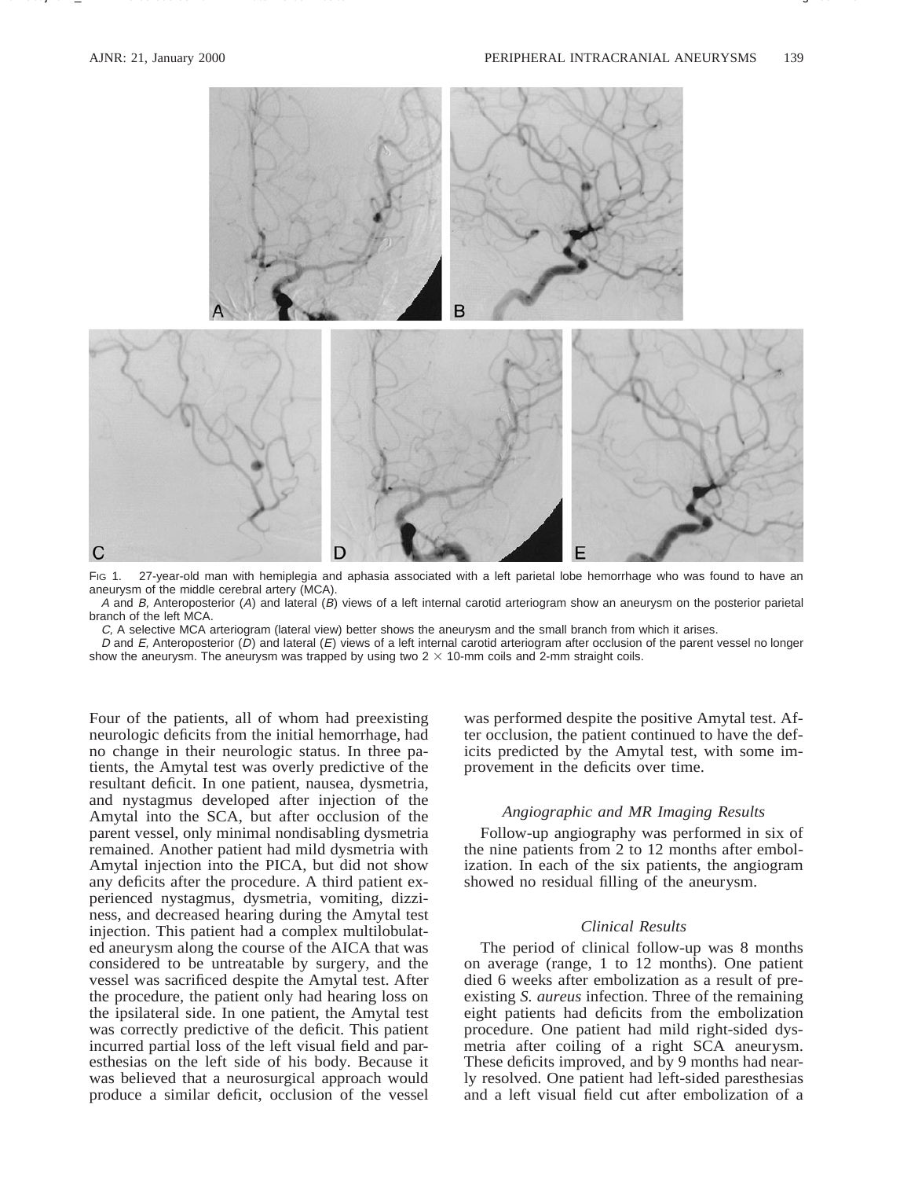Fig 1. 27-year-old man with hemiplegia and aphasia associated with a left parietal lobe hemorrhage who was found to have an aneurysm of the middle cerebral artery (MCA).

*A* and *B,* Anteroposterior (*A*) and lateral (*B*) views of a left internal carotid arteriogram show an aneurysm on the posterior parietal branch of the left MCA.

*C,* A selective MCA arteriogram (lateral view) better shows the aneurysm and the small branch from which it arises.

*D* and *E,* Anteroposterior (*D*) and lateral (*E*) views of a left internal carotid arteriogram after occlusion of the parent vessel no longer show the aneurysm. The aneurysm was trapped by using two 2 × 10-mm coils and 2-mm straight coils.

Four of the patients, all of whom had preexisting neurologic deficits from the initial hemorrhage, had no change in their neurologic status. In three patients, the Amytal test was overly predictive of the resultant deficit. In one patient, nausea, dysmetria, and nystagmus developed after injection of the Amytal into the SCA, but after occlusion of the parent vessel, only minimal nondisabling dysmetria remained. Another patient had mild dysmetria with Amytal injection into the PICA, but did not show any deficits after the procedure. A third patient experienced nystagmus, dysmetria, vomiting, dizziness, and decreased hearing during the Amytal test injection. This patient had a complex multilobulated aneurysm along the course of the AICA that was considered to be untreatable by surgery, and the vessel was sacrificed despite the Amytal test. After the procedure, the patient only had hearing loss on the ipsilateral side. In one patient, the Amytal test was correctly predictive of the deficit. This patient incurred partial loss of the left visual field and paresthesias on the left side of his body. Because it was believed that a neurosurgical approach would produce a similar deficit, occlusion of the vessel was performed despite the positive Amytal test. After occlusion, the patient continued to have the deficits predicted by the Amytal test, with some improvement in the deficits over time.

### Angiographic and MR Imaging Results

Follow-up angiography was performed in six of the nine patients from 2 to 12 months after embolization. In each of the six patients, the angiogram showed no residual filling of the aneurysm.

### Clinical Results

The period of clinical follow-up was 8 months on average (range, 1 to 12 months). One patient died 6 weeks after embolization as a result of preexisting *S. aureus* infection. Three of the remaining eight patients had deficits from the embolization procedure. One patient had mild right-sided dysmetria after coiling of a right SCA aneurysm. These deficits improved, and by 9 months had nearly resolved. One patient had left-sided paresthesias and a left visual field cut after embolization of a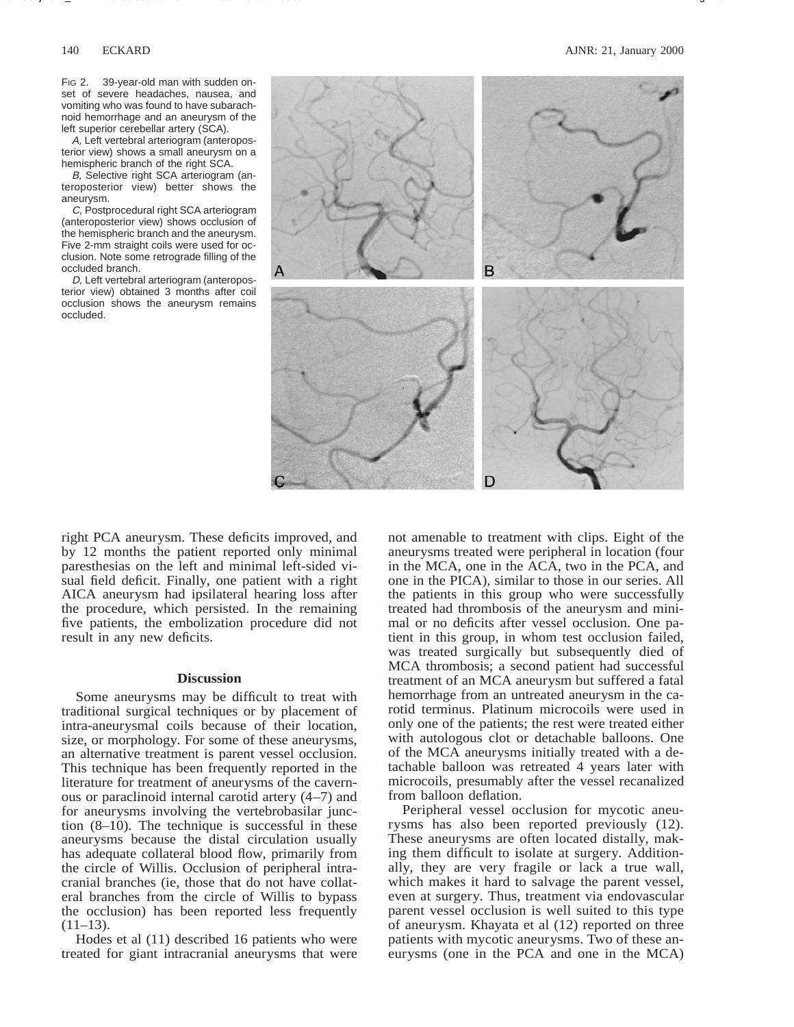FIG 2. 39-year-old man with sudden onset of severe headaches, nausea, and vomiting who was found to have subarachnoid hemorrhage and an aneurysm of the left superior cerebellar artery (SCA).

*A,* Left vertebral arteriogram (anteroposterior view) shows a small aneurysm on a hemispheric branch of the right SCA.

*B,* Selective right SCA arteriogram (anteroposterior view) better shows the aneurysm.

*C,* Postprocedural right SCA arteriogram (anteroposterior view) shows occlusion of the hemispheric branch and the aneurysm. Five 2-mm straight coils were used for occlusion. Note some retrograde filling of the occluded branch.

*D,* Left vertebral arteriogram (anteroposterior view) obtained 3 months after coil occlusion shows the aneurysm remains occluded.

right PCA aneurysm. These deficits improved, and by 12 months the patient reported only minimal paresthesias on the left and minimal left-sided visual field deficit. Finally, one patient with a right AICA aneurysm had ipsilateral hearing loss after the procedure, which persisted. In the remaining five patients, the embolization procedure did not result in any new deficits.

## Discussion

Some aneurysms may be difficult to treat with traditional surgical techniques or by placement of intra-aneurysmal coils because of their location, size, or morphology. For some of these aneurysms, an alternative treatment is parent vessel occlusion. This technique has been frequently reported in the literature for treatment of aneurysms of the cavernous or paraclinoid internal carotid artery (4–7) and for aneurysms involving the vertebrobasilar junction (8–10). The technique is successful in these aneurysms because the distal circulation usually has adequate collateral blood flow, primarily from the circle of Willis. Occlusion of peripheral intracranial branches (ie, those that do not have collateral branches from the circle of Willis to bypass the occlusion) has been reported less frequently (11–13).

Hodes et al (11) described 16 patients who were treated for giant intracranial aneurysms that were not amenable to treatment with clips. Eight of the aneurysms treated were peripheral in location (four in the MCA, one in the ACA, two in the PCA, and one in the PICA), similar to those in our series. All the patients in this group who were successfully treated had thrombosis of the aneurysm and minimal or no deficits after vessel occlusion. One patient in this group, in whom test occlusion failed, was treated surgically but subsequently died of MCA thrombosis; a second patient had successful treatment of an MCA aneurysm but suffered a fatal hemorrhage from an untreated aneurysm in the carotid terminus. Platinum microcoils were used in only one of the patients; the rest were treated either with autologous clot or detachable balloons. One of the MCA aneurysms initially treated with a detachable balloon was retreated 4 years later with microcoils, presumably after the vessel recanalized from balloon deflation.

Peripheral vessel occlusion for mycotic aneurysms has also been reported previously (12). These aneurysms are often located distally, making them difficult to isolate at surgery. Additionally, they are very fragile or lack a true wall, which makes it hard to salvage the parent vessel, even at surgery. Thus, treatment via endovascular parent vessel occlusion is well suited to this type of aneurysm. Khayata et al (12) reported on three patients with mycotic aneurysms. Two of these aneurysms (one in the PCA and one in the MCA)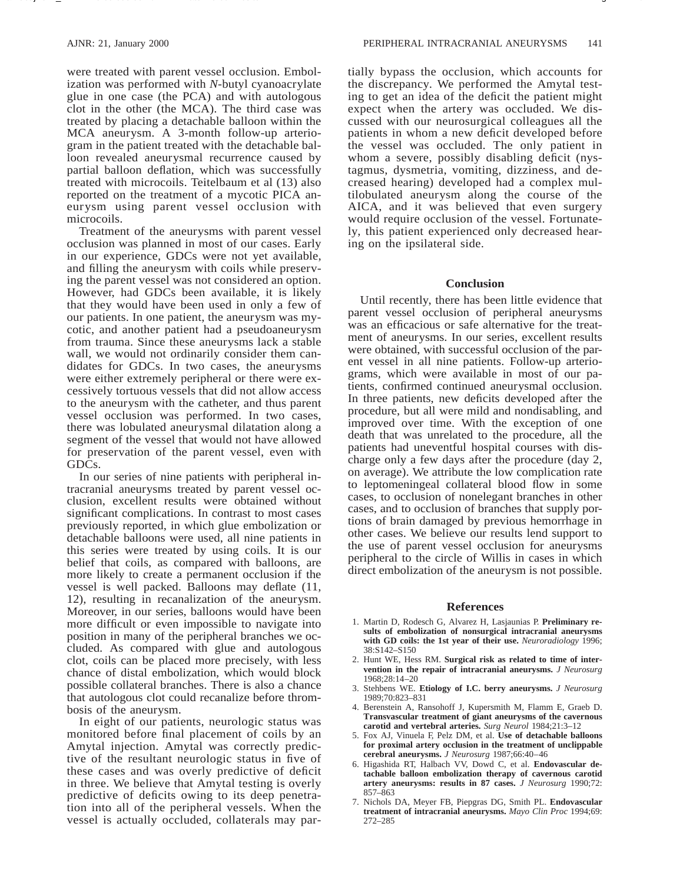were treated with parent vessel occlusion. Embolization was performed with *N*-butyl cyanoacrylate glue in one case (the PCA) and with autologous clot in the other (the MCA). The third case was treated by placing a detachable balloon within the MCA aneurysm. A 3-month follow-up arteriogram in the patient treated with the detachable balloon revealed aneurysmal recurrence caused by partial balloon deflation, which was successfully treated with microcoils. Teitelbaum et al (13) also reported on the treatment of a mycotic PICA aneurysm using parent vessel occlusion with microcoils.

Treatment of the aneurysms with parent vessel occlusion was planned in most of our cases. Early in our experience, GDCs were not yet available, and filling the aneurysm with coils while preserving the parent vessel was not considered an option. However, had GDCs been available, it is likely that they would have been used in only a few of our patients. In one patient, the aneurysm was mycotic, and another patient had a pseudoaneurysm from trauma. Since these aneurysms lack a stable wall, we would not ordinarily consider them candidates for GDCs. In two cases, the aneurysms were either extremely peripheral or there were excessively tortuous vessels that did not allow access to the aneurysm with the catheter, and thus parent vessel occlusion was performed. In two cases, there was lobulated aneurysmal dilatation along a segment of the vessel that would not have allowed for preservation of the parent vessel, even with GDCs.

In our series of nine patients with peripheral intracranial aneurysms treated by parent vessel occlusion, excellent results were obtained without significant complications. In contrast to most cases previously reported, in which glue embolization or detachable balloons were used, all nine patients in this series were treated by using coils. It is our belief that coils, as compared with balloons, are more likely to create a permanent occlusion if the vessel is well packed. Balloons may deflate (11, 12), resulting in recanalization of the aneurysm. Moreover, in our series, balloons would have been more difficult or even impossible to navigate into position in many of the peripheral branches we occluded. As compared with glue and autologous clot, coils can be placed more precisely, with less chance of distal embolization, which would block possible collateral branches. There is also a chance that autologous clot could recanalize before thrombosis of the aneurysm.

In eight of our patients, neurologic status was monitored before final placement of coils by an Amytal injection. Amytal was correctly predictive of the resultant neurologic status in five of these cases and was overly predictive of deficit in three. We believe that Amytal testing is overly predictive of deficits owing to its deep penetration into all of the peripheral vessels. When the vessel is actually occluded, collaterals may partially bypass the occlusion, which accounts for the discrepancy. We performed the Amytal testing to get an idea of the deficit the patient might expect when the artery was occluded. We discussed with our neurosurgical colleagues all the patients in whom a new deficit developed before the vessel was occluded. The only patient in whom a severe, possibly disabling deficit (nystagmus, dysmetria, vomiting, dizziness, and decreased hearing) developed had a complex multilobulated aneurysm along the course of the AICA, and it was believed that even surgery would require occlusion of the vessel. Fortunately, this patient experienced only decreased hearing on the ipsilateral side.

## Conclusion

Until recently, there has been little evidence that parent vessel occlusion of peripheral aneurysms was an efficacious or safe alternative for the treatment of aneurysms. In our series, excellent results were obtained, with successful occlusion of the parent vessel in all nine patients. Follow-up arteriograms, which were available in most of our patients, confirmed continued aneurysmal occlusion. In three patients, new deficits developed after the procedure, but all were mild and nondisabling, and improved over time. With the exception of one death that was unrelated to the procedure, all the patients had uneventful hospital courses with discharge only a few days after the procedure (day 2, on average). We attribute the low complication rate to leptomeningeal collateral blood flow in some cases, to occlusion of nonelegant branches in other cases, and to occlusion of branches that supply portions of brain damaged by previous hemorrhage in other cases. We believe our results lend support to the use of parent vessel occlusion for aneurysms peripheral to the circle of Willis in cases in which direct embolization of the aneurysm is not possible.

## References

1. Martin D, Rodesch G, Alvarez H, Lasjaunias P. **Preliminary results of embolization of nonsurgical intracranial aneurysms with GD coils: the 1st year of their use.** *Neuroradiology* 1996; 38:S142–S150
2. Hunt WE, Hess RM. **Surgical risk as related to time of intervention in the repair of intracranial aneurysms.** *J Neurosurg* 1968;28:14–20
3. Stehbens WE. **Etiology of I.C. berry aneurysms.** *J Neurosurg* 1989;70:823–831
4. Berenstein A, Ransohoff J, Kupersmith M, Flamm E, Graeb D. **Transvascular treatment of giant aneurysms of the cavernous carotid and vertebral arteries.** *Surg Neurol* 1984;21:3–12
5. Fox AJ, Vinuela F, Pelz DM, et al. **Use of detachable balloons for proximal artery occlusion in the treatment of unclippable cerebral aneurysms.** *J Neurosurg* 1987;66:40–46
6. Higashida RT, Halbach VV, Dowd C, et al. **Endovascular detachable balloon embolization therapy of cavernous carotid artery aneurysms: results in 87 cases.** *J Neurosurg* 1990;72: 857–863
7. Nichols DA, Meyer FB, Piepgras DG, Smith PL. **Endovascular treatment of intracranial aneurysms.** *Mayo Clin Proc* 1994;69: 272–285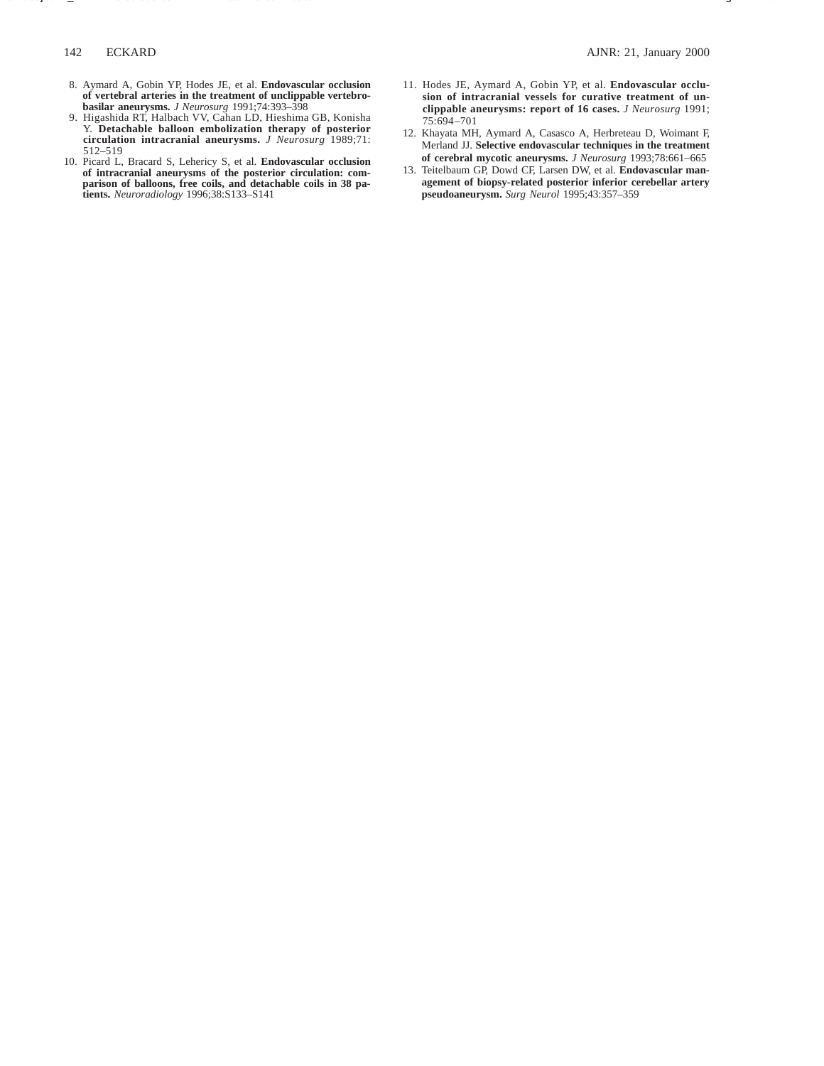8. Aymard A, Gobin YP, Hodes JE, et al. **Endovascular occlusion of vertebral arteries in the treatment of unclippable vertebrobasilar aneurysms.** *J Neurosurg* 1991;74:393–398
9. Higashida RT, Halbach VV, Cahan LD, Hieshima GB, Konisha Y. **Detachable balloon embolization therapy of posterior circulation intracranial aneurysms.** *J Neurosurg* 1989;71:512–519
10. Picard L, Bracard S, Lehericy S, et al. **Endovascular occlusion of intracranial aneurysms of the posterior circulation: comparison of balloons, free coils, and detachable coils in 38 patients.** *Neuroradiology* 1996;38:S133–S141
11. Hodes JE, Aymard A, Gobin YP, et al. **Endovascular occlusion of intracranial vessels for curative treatment of unclippable aneurysms: report of 16 cases.** *J Neurosurg* 1991;75:694–701
12. Khayata MH, Aymard A, Casasco A, Herbreteau D, Woimant F, Merland JJ. **Selective endovascular techniques in the treatment of cerebral mycotic aneurysms.** *J Neurosurg* 1993;78:661–665
13. Teitelbaum GP, Dowd CF, Larsen DW, et al. **Endovascular management of biopsy-related posterior inferior cerebellar artery pseudoaneurysm.** *Surg Neurol* 1995;43:357–359